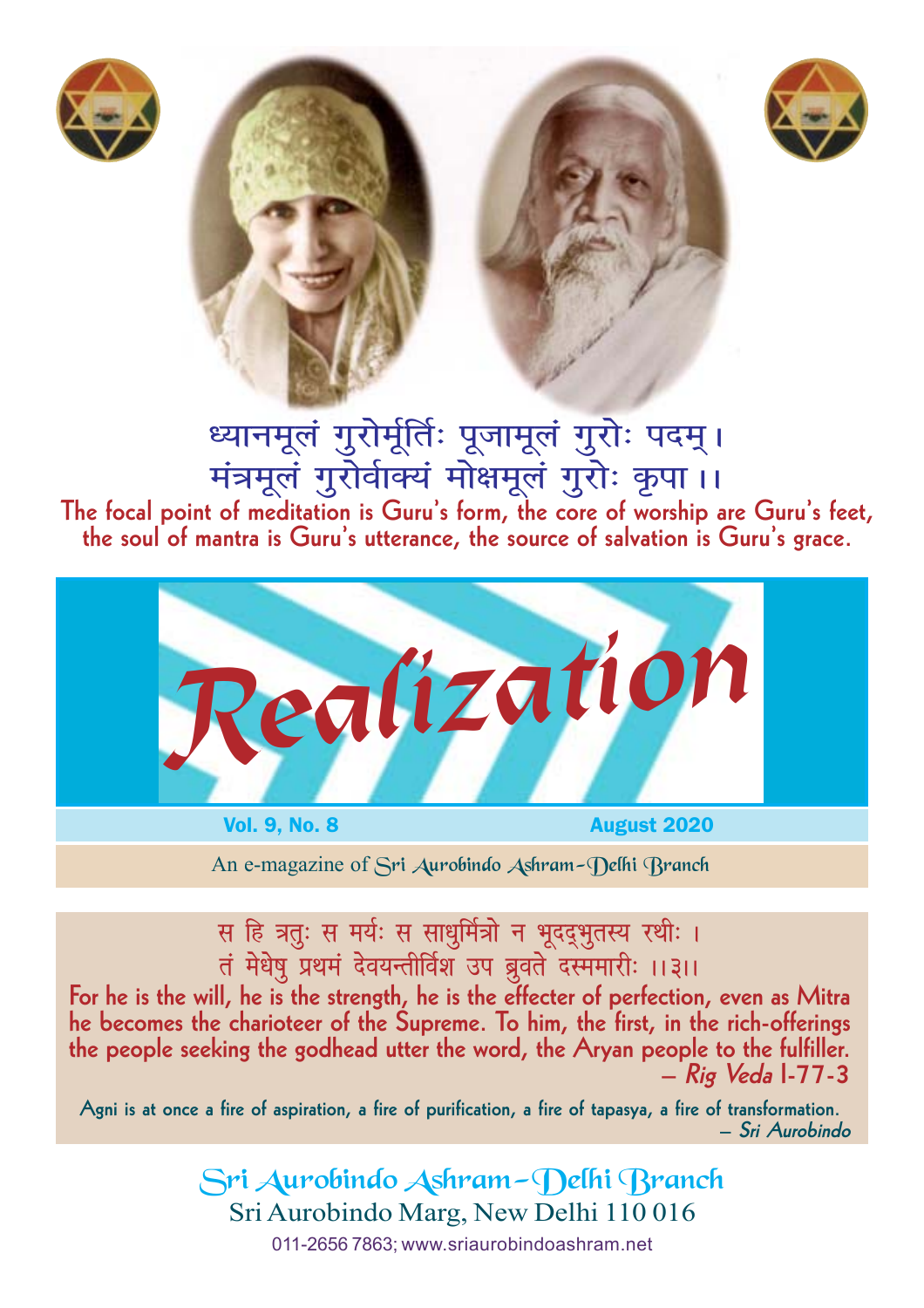ध्यानमूलं गुरोर्मूर्तिः पूजामूलं गुरोः पदम् ।
मंत्रमूलं गुरोर्वाक्यं मोक्षमूलं गुरोः कृपा ।।

**The focal point of meditation is Guru's form, the core of worship are Guru's feet, the soul of mantra is Guru's utterance, the source of salvation is Guru's grace.**

# *Realization*

**Vol. 9, No. 8** **August 2020**

An e-magazine of Sri Aurobindo Ashram–Delhi Branch

स हि क्रतुः स मर्यः स साधुर्मित्रो न भूदद्भुतस्य रथीः ।
तं मेधेषु प्रथमं देवयन्तीर्विश उप ब्रुवते दस्ममारीः ।।३।।

**For he is the will, he is the strength, he is the effecter of perfection, even as Mitra he becomes the charioteer of the Supreme. To him, the first, in the rich-offerings the people seeking the godhead utter the word, the Aryan people to the fulfiller.**
**— *Rig Veda* I-77-3**

**Agni is at once a fire of aspiration, a fire of purification, a fire of tapasya, a fire of transformation.**
**— *Sri Aurobindo***

Sri Aurobindo Ashram–Delhi Branch
Sri Aurobindo Marg, New Delhi 110 016
011-2656 7863; www.sriaurobindoashram.net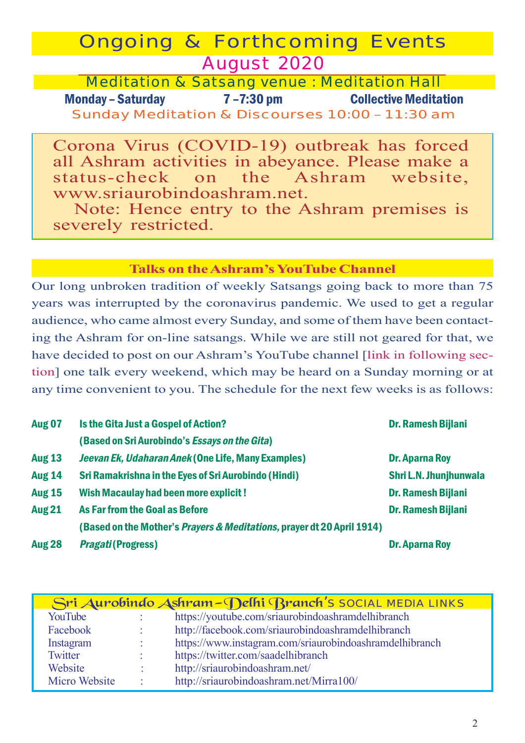# Ongoing & Forthcoming Events

## August 2020

### Meditation & Satsang venue : Meditation Hall

**Monday – Saturday** **7 –7:30 pm** **Collective Meditation**

Sunday Meditation & Discourses 10:00 – 11:30 am

Corona Virus (COVID-19) outbreak has forced all Ashram activities in abeyance. Please make a status-check on the Ashram website, www.sriaurobindoashram.net.

Note: Hence entry to the Ashram premises is severely restricted.

### Talks on the Ashram's YouTube Channel

Our long unbroken tradition of weekly Satsangs going back to more than 75 years was interrupted by the coronavirus pandemic. We used to get a regular audience, who came almost every Sunday, and some of them have been contacting the Ashram for on-line satsangs. While we are still not geared for that, we have decided to post on our Ashram's YouTube channel [link in following section] one talk every weekend, which may be heard on a Sunday morning or at any time convenient to you. The schedule for the next few weeks is as follows:

| | | |
|---|---|---|
| **Aug 07** | **Is the Gita Just a Gospel of Action?** (Based on Sri Aurobindo's *Essays on the Gita*) | **Dr. Ramesh Bijlani** |
| **Aug 13** | ***Jeevan Ek, Udaharan Anek*** **(One Life, Many Examples)** | **Dr. Aparna Roy** |
| **Aug 14** | **Sri Ramakrishna in the Eyes of Sri Aurobindo (Hindi)** | **Shri L.N. Jhunjhunwala** |
| **Aug 15** | **Wish Macaulay had been more explicit !** | **Dr. Ramesh Bijlani** |
| **Aug 21** | **As Far from the Goal as Before** (Based on the Mother's *Prayers & Meditations*, prayer dt 20 April 1914) | **Dr. Ramesh Bijlani** |
| **Aug 28** | ***Pragati*** **(Progress)** | **Dr. Aparna Roy** |

### Sri Aurobindo Ashram–Delhi Branch's SOCIAL MEDIA LINKS

| | | |
|---|---|---|
| YouTube | : | https://youtube.com/sriaurobindoashramdelhibranch |
| Facebook | : | http://facebook.com/sriaurobindoashramdelhibranch |
| Instagram | : | https://www.instagram.com/sriaurobindoashramdelhibranch |
| Twitter | : | https://twitter.com/saadelhibranch |
| Website | : | http://sriaurobindoashram.net/ |
| Micro Website | : | http://sriaurobindoashram.net/Mirra100/ |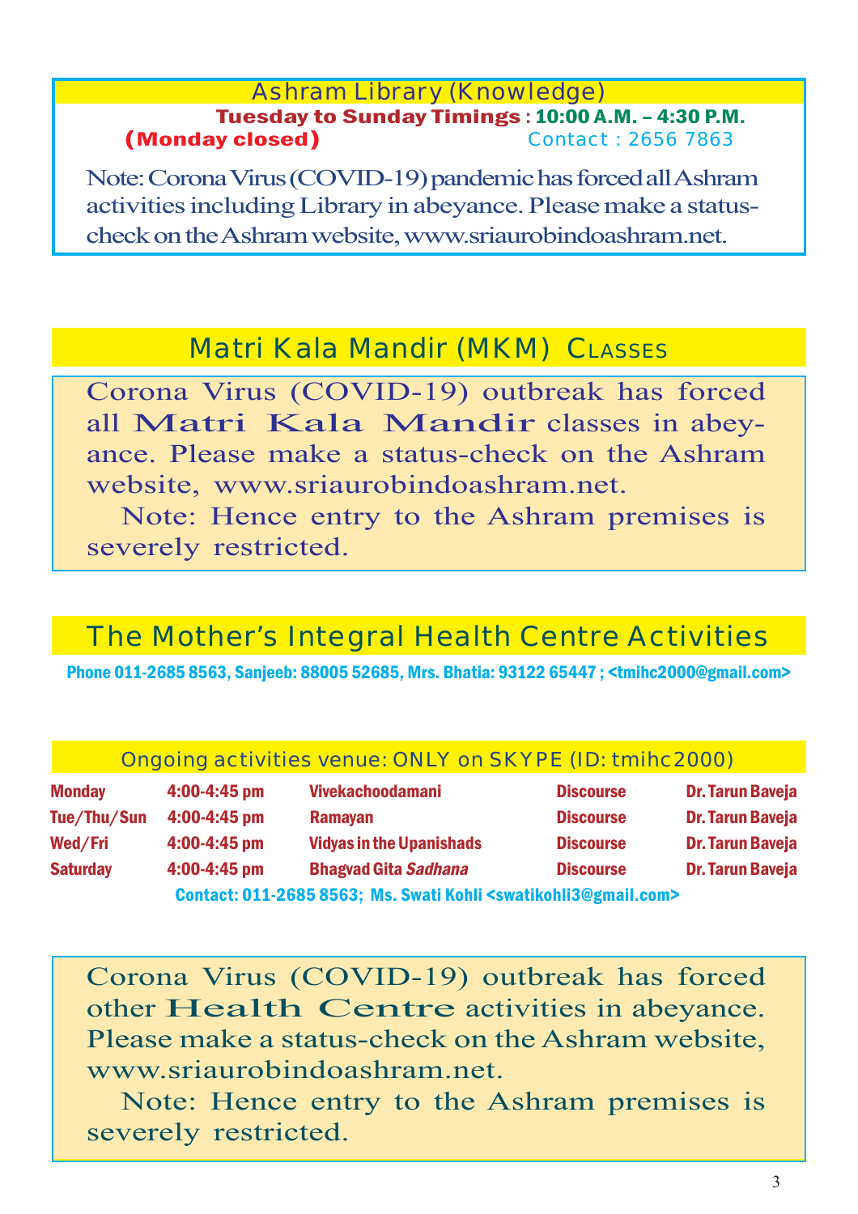## Ashram Library (Knowledge)

**Tuesday to Sunday Timings : 10:00 A.M. – 4:30 P.M.**
**(Monday closed)** Contact : 2656 7863

Note: Corona Virus (COVID-19) pandemic has forced all Ashram activities including Library in abeyance. Please make a status-check on the Ashram website, www.sriaurobindoashram.net.

## Matri Kala Mandir (MKM) Classes

Corona Virus (COVID-19) outbreak has forced all Matri Kala Mandir classes in abeyance. Please make a status-check on the Ashram website, www.sriaurobindoashram.net.

Note: Hence entry to the Ashram premises is severely restricted.

## The Mother's Integral Health Centre Activities

Phone 011-2685 8563, Sanjeeb: 88005 52685, Mrs. Bhatia: 93122 65447 ; <tmihc2000@gmail.com>

### Ongoing activities venue: ONLY on SKYPE (ID: tmihc2000)

| Day | Time | Topic | Type | Speaker |
|---|---|---|---|---|
| Monday | 4:00-4:45 pm | Vivekachoodamani | Discourse | Dr. Tarun Baveja |
| Tue/Thu/Sun | 4:00-4:45 pm | Ramayan | Discourse | Dr. Tarun Baveja |
| Wed/Fri | 4:00-4:45 pm | Vidyas in the Upanishads | Discourse | Dr. Tarun Baveja |
| Saturday | 4:00-4:45 pm | Bhagvad Gita *Sadhana* | Discourse | Dr. Tarun Baveja |

Contact: 011-2685 8563; Ms. Swati Kohli <swatikohli3@gmail.com>

Corona Virus (COVID-19) outbreak has forced other Health Centre activities in abeyance. Please make a status-check on the Ashram website, www.sriaurobindoashram.net.

Note: Hence entry to the Ashram premises is severely restricted.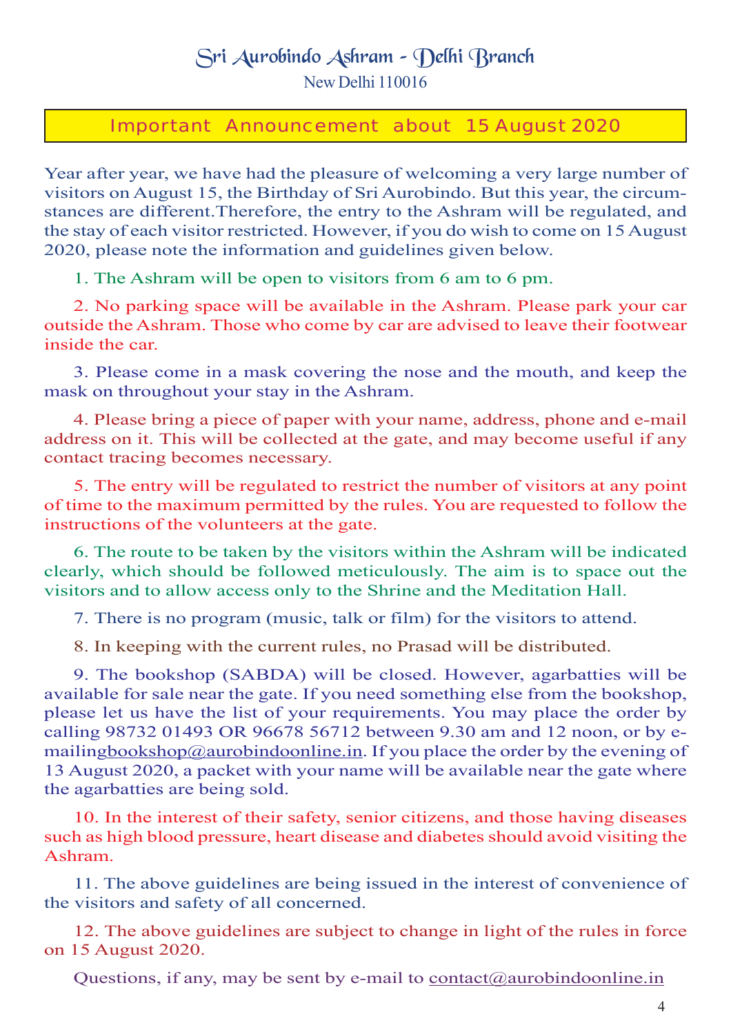# Sri Aurobindo Ashram - Delhi Branch

New Delhi 110016

## Important Announcement about 15 August 2020

Year after year, we have had the pleasure of welcoming a very large number of visitors on August 15, the Birthday of Sri Aurobindo. But this year, the circumstances are different.Therefore, the entry to the Ashram will be regulated, and the stay of each visitor restricted. However, if you do wish to come on 15 August 2020, please note the information and guidelines given below.

1. The Ashram will be open to visitors from 6 am to 6 pm.

2. No parking space will be available in the Ashram. Please park your car outside the Ashram. Those who come by car are advised to leave their footwear inside the car.

3. Please come in a mask covering the nose and the mouth, and keep the mask on throughout your stay in the Ashram.

4. Please bring a piece of paper with your name, address, phone and e-mail address on it. This will be collected at the gate, and may become useful if any contact tracing becomes necessary.

5. The entry will be regulated to restrict the number of visitors at any point of time to the maximum permitted by the rules. You are requested to follow the instructions of the volunteers at the gate.

6. The route to be taken by the visitors within the Ashram will be indicated clearly, which should be followed meticulously. The aim is to space out the visitors and to allow access only to the Shrine and the Meditation Hall.

7. There is no program (music, talk or film) for the visitors to attend.

8. In keeping with the current rules, no Prasad will be distributed.

9. The bookshop (SABDA) will be closed. However, agarbatties will be available for sale near the gate. If you need something else from the bookshop, please let us have the list of your requirements. You may place the order by calling 98732 01493 OR 96678 56712 between 9.30 am and 12 noon, or by e-mailingbookshop@aurobindoonline.in. If you place the order by the evening of 13 August 2020, a packet with your name will be available near the gate where the agarbatties are being sold.

10. In the interest of their safety, senior citizens, and those having diseases such as high blood pressure, heart disease and diabetes should avoid visiting the Ashram.

11. The above guidelines are being issued in the interest of convenience of the visitors and safety of all concerned.

12. The above guidelines are subject to change in light of the rules in force on 15 August 2020.

Questions, if any, may be sent by e-mail to contact@aurobindoonline.in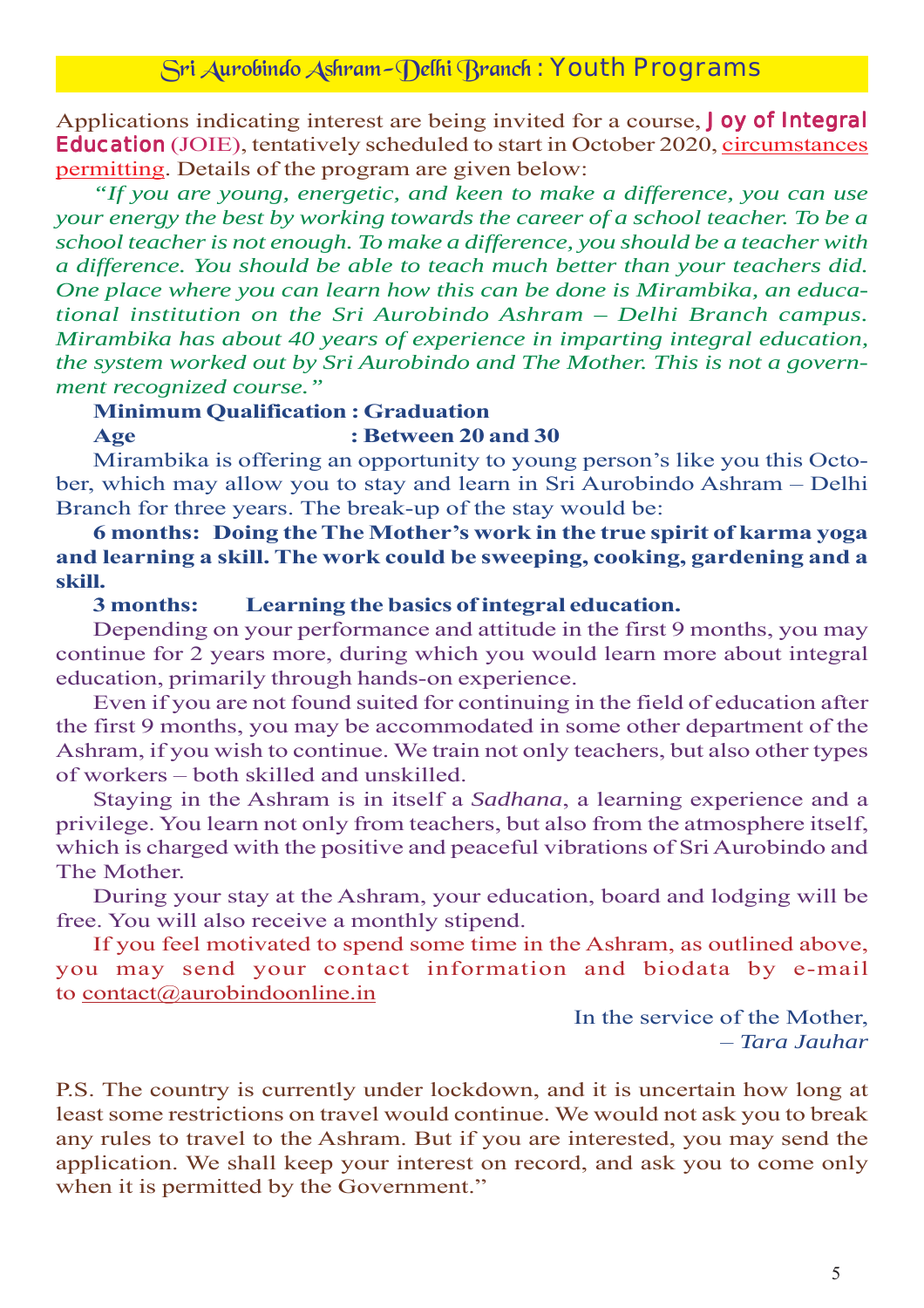## Sri Aurobindo Ashram–Delhi Branch : Youth Programs

Applications indicating interest are being invited for a course, **Joy of Integral Education** (JOIE), tentatively scheduled to start in October 2020, circumstances permitting. Details of the program are given below:

*"If you are young, energetic, and keen to make a difference, you can use your energy the best by working towards the career of a school teacher. To be a school teacher is not enough. To make a difference, you should be a teacher with a difference. You should be able to teach much better than your teachers did. One place where you can learn how this can be done is Mirambika, an educational institution on the Sri Aurobindo Ashram – Delhi Branch campus. Mirambika has about 40 years of experience in imparting integral education, the system worked out by Sri Aurobindo and The Mother. This is not a government recognized course."*

**Minimum Qualification : Graduation**

**Age : Between 20 and 30**

Mirambika is offering an opportunity to young person's like you this October, which may allow you to stay and learn in Sri Aurobindo Ashram – Delhi Branch for three years. The break-up of the stay would be:

**6 months: Doing the The Mother's work in the true spirit of karma yoga and learning a skill. The work could be sweeping, cooking, gardening and a skill.**

**3 months: Learning the basics of integral education.**

Depending on your performance and attitude in the first 9 months, you may continue for 2 years more, during which you would learn more about integral education, primarily through hands-on experience.

Even if you are not found suited for continuing in the field of education after the first 9 months, you may be accommodated in some other department of the Ashram, if you wish to continue. We train not only teachers, but also other types of workers – both skilled and unskilled.

Staying in the Ashram is in itself a *Sadhana*, a learning experience and a privilege. You learn not only from teachers, but also from the atmosphere itself, which is charged with the positive and peaceful vibrations of Sri Aurobindo and The Mother.

During your stay at the Ashram, your education, board and lodging will be free. You will also receive a monthly stipend.

If you feel motivated to spend some time in the Ashram, as outlined above, you may send your contact information and biodata by e-mail to contact@aurobindoonline.in

In the service of the Mother,
– *Tara Jauhar*

P.S. The country is currently under lockdown, and it is uncertain how long at least some restrictions on travel would continue. We would not ask you to break any rules to travel to the Ashram. But if you are interested, you may send the application. We shall keep your interest on record, and ask you to come only when it is permitted by the Government."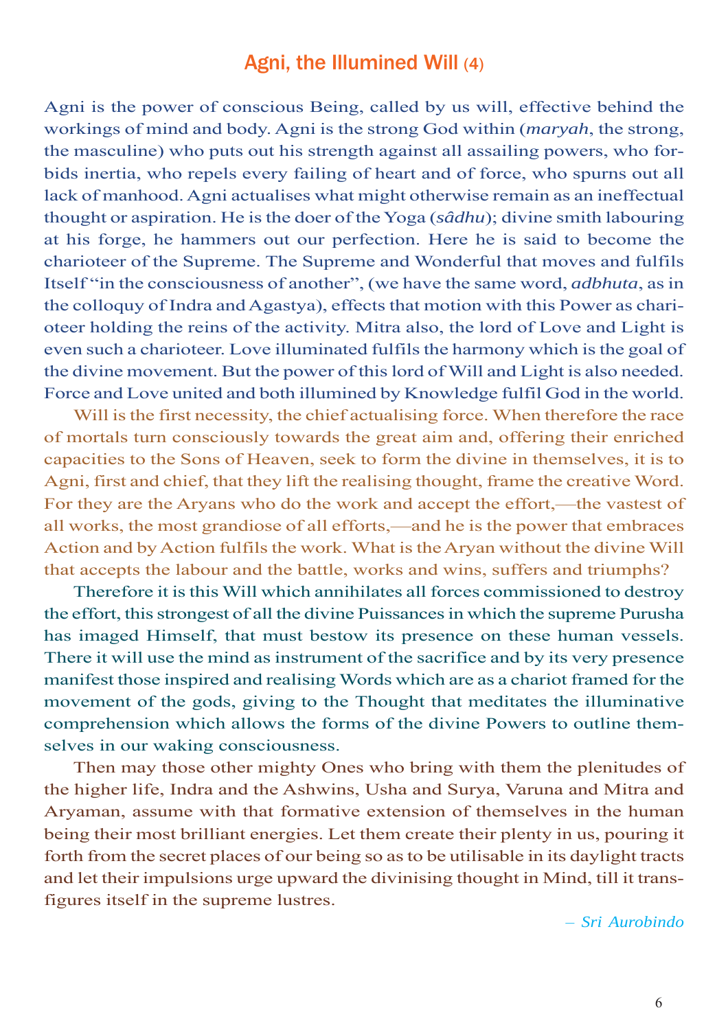# Agni, the Illumined Will (4)

Agni is the power of conscious Being, called by us will, effective behind the workings of mind and body. Agni is the strong God within (*maryah*, the strong, the masculine) who puts out his strength against all assailing powers, who forbids inertia, who repels every failing of heart and of force, who spurns out all lack of manhood. Agni actualises what might otherwise remain as an ineffectual thought or aspiration. He is the doer of the Yoga (*sâdhu*); divine smith labouring at his forge, he hammers out our perfection. Here he is said to become the charioteer of the Supreme. The Supreme and Wonderful that moves and fulfils Itself "in the consciousness of another", (we have the same word, *adbhuta*, as in the colloquy of Indra and Agastya), effects that motion with this Power as charioteer holding the reins of the activity. Mitra also, the lord of Love and Light is even such a charioteer. Love illuminated fulfils the harmony which is the goal of the divine movement. But the power of this lord of Will and Light is also needed. Force and Love united and both illumined by Knowledge fulfil God in the world.

Will is the first necessity, the chief actualising force. When therefore the race of mortals turn consciously towards the great aim and, offering their enriched capacities to the Sons of Heaven, seek to form the divine in themselves, it is to Agni, first and chief, that they lift the realising thought, frame the creative Word. For they are the Aryans who do the work and accept the effort,—the vastest of all works, the most grandiose of all efforts,—and he is the power that embraces Action and by Action fulfils the work. What is the Aryan without the divine Will that accepts the labour and the battle, works and wins, suffers and triumphs?

Therefore it is this Will which annihilates all forces commissioned to destroy the effort, this strongest of all the divine Puissances in which the supreme Purusha has imaged Himself, that must bestow its presence on these human vessels. There it will use the mind as instrument of the sacrifice and by its very presence manifest those inspired and realising Words which are as a chariot framed for the movement of the gods, giving to the Thought that meditates the illuminative comprehension which allows the forms of the divine Powers to outline themselves in our waking consciousness.

Then may those other mighty Ones who bring with them the plenitudes of the higher life, Indra and the Ashwins, Usha and Surya, Varuna and Mitra and Aryaman, assume with that formative extension of themselves in the human being their most brilliant energies. Let them create their plenty in us, pouring it forth from the secret places of our being so as to be utilisable in its daylight tracts and let their impulsions urge upward the divinising thought in Mind, till it transfigures itself in the supreme lustres.

*– Sri Aurobindo*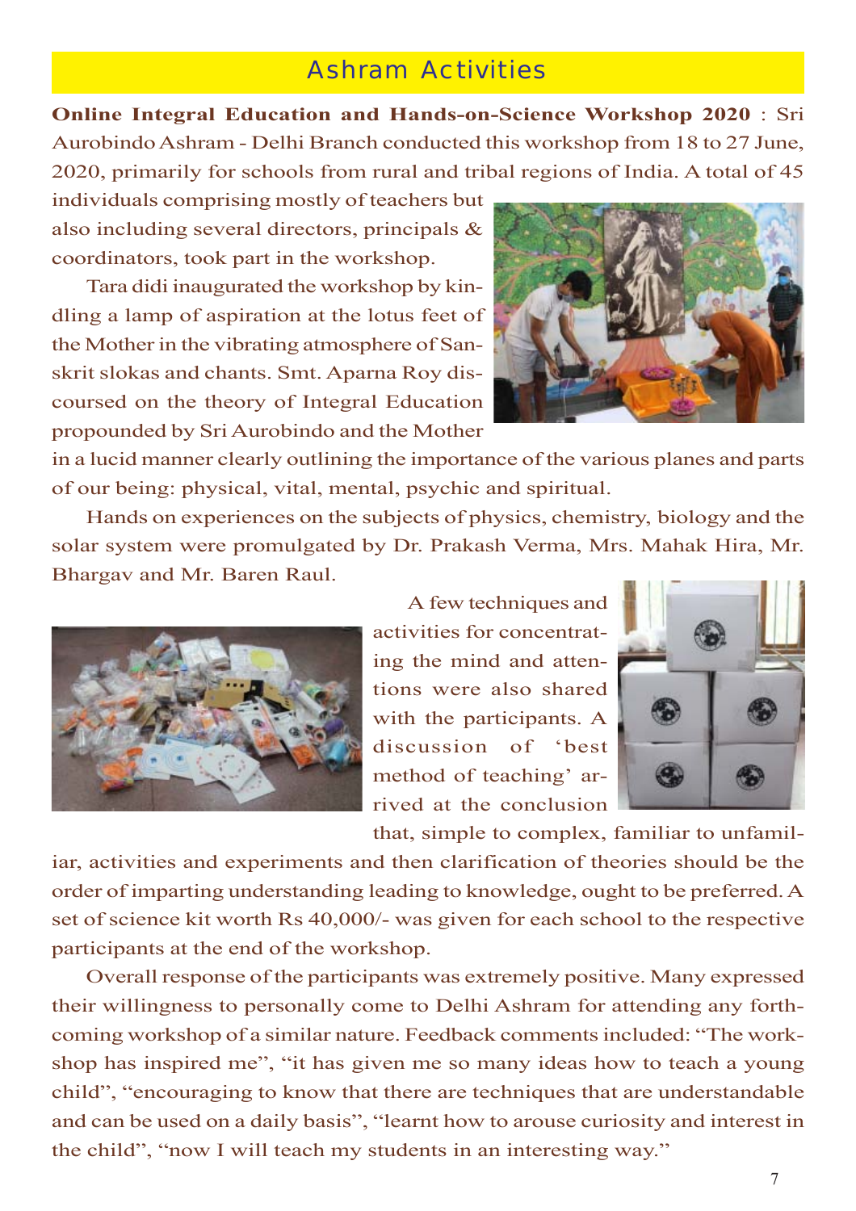## Ashram Activities

**Online Integral Education and Hands-on-Science Workshop 2020** : Sri Aurobindo Ashram - Delhi Branch conducted this workshop from 18 to 27 June, 2020, primarily for schools from rural and tribal regions of India. A total of 45 individuals comprising mostly of teachers but also including several directors, principals & coordinators, took part in the workshop.

Tara didi inaugurated the workshop by kindling a lamp of aspiration at the lotus feet of the Mother in the vibrating atmosphere of Sanskrit slokas and chants. Smt. Aparna Roy discoursed on the theory of Integral Education propounded by Sri Aurobindo and the Mother in a lucid manner clearly outlining the importance of the various planes and parts of our being: physical, vital, mental, psychic and spiritual.

Hands on experiences on the subjects of physics, chemistry, biology and the solar system were promulgated by Dr. Prakash Verma, Mrs. Mahak Hira, Mr. Bhargav and Mr. Baren Raul.

A few techniques and activities for concentrating the mind and attentions were also shared with the participants. A discussion of 'best method of teaching' arrived at the conclusion that, simple to complex, familiar to unfamiliar, activities and experiments and then clarification of theories should be the order of imparting understanding leading to knowledge, ought to be preferred. A set of science kit worth Rs 40,000/- was given for each school to the respective participants at the end of the workshop.

Overall response of the participants was extremely positive. Many expressed their willingness to personally come to Delhi Ashram for attending any forthcoming workshop of a similar nature. Feedback comments included: "The workshop has inspired me", "it has given me so many ideas how to teach a young child", "encouraging to know that there are techniques that are understandable and can be used on a daily basis", "learnt how to arouse curiosity and interest in the child", "now I will teach my students in an interesting way."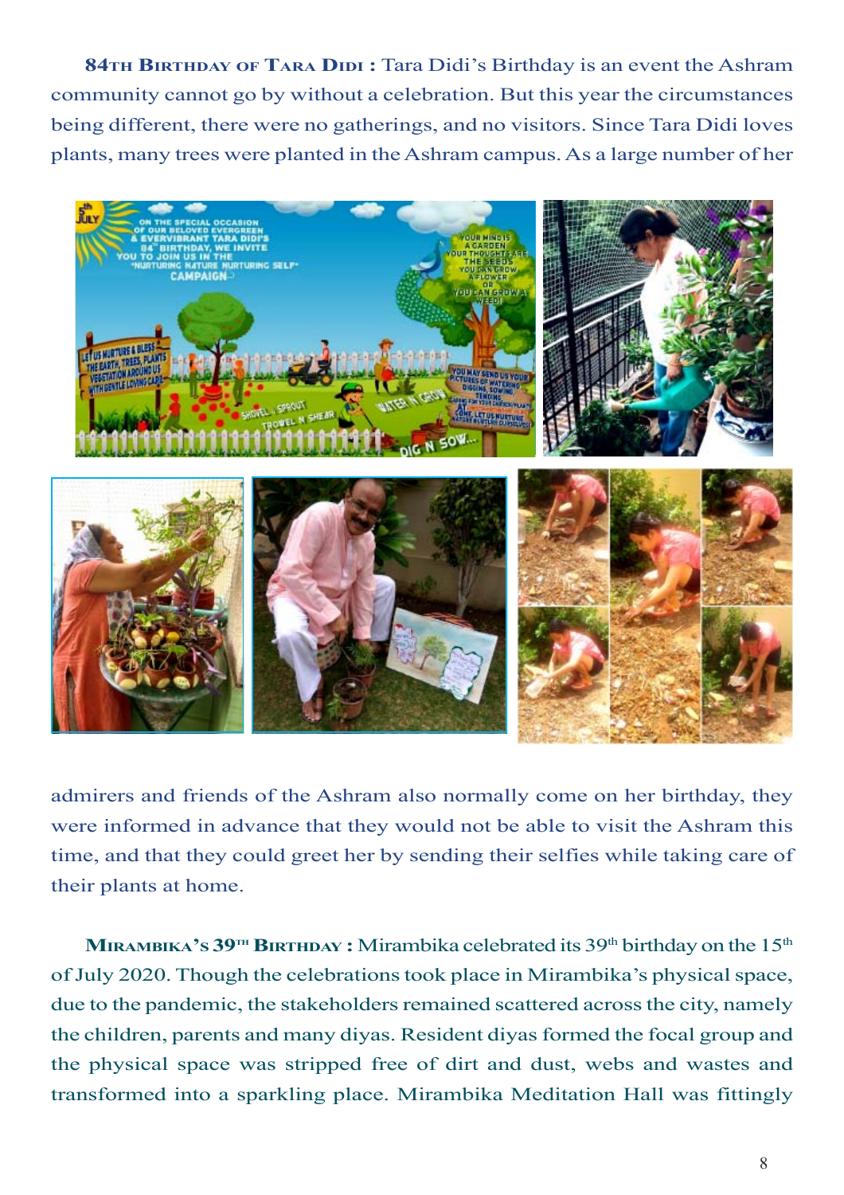**84TH BIRTHDAY OF TARA DIDI :** Tara Didi's Birthday is an event the Ashram community cannot go by without a celebration. But this year the circumstances being different, there were no gatherings, and no visitors. Since Tara Didi loves plants, many trees were planted in the Ashram campus. As a large number of her admirers and friends of the Ashram also normally come on her birthday, they were informed in advance that they would not be able to visit the Ashram this time, and that they could greet her by sending their selfies while taking care of their plants at home.

**MIRAMBIKA'S 39TH BIRTHDAY :** Mirambika celebrated its 39th birthday on the 15th of July 2020. Though the celebrations took place in Mirambika's physical space, due to the pandemic, the stakeholders remained scattered across the city, namely the children, parents and many diyas. Resident diyas formed the focal group and the physical space was stripped free of dirt and dust, webs and wastes and transformed into a sparkling place. Mirambika Meditation Hall was fittingly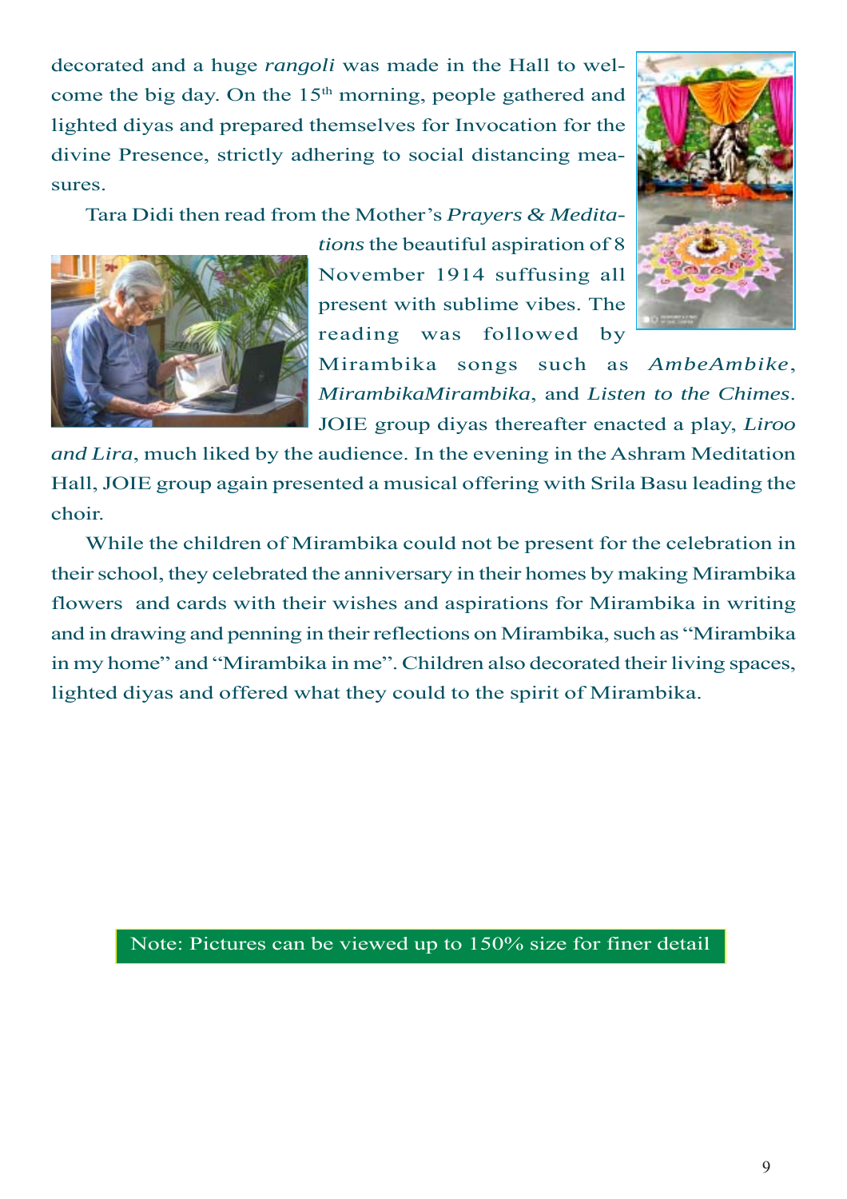decorated and a huge *rangoli* was made in the Hall to welcome the big day. On the 15th morning, people gathered and lighted diyas and prepared themselves for Invocation for the divine Presence, strictly adhering to social distancing measures.

Tara Didi then read from the Mother's *Prayers & Meditations* the beautiful aspiration of 8 November 1914 suffusing all present with sublime vibes. The reading was followed by Mirambika songs such as *AmbeAmbike*, *MirambikaMirambika*, and *Listen to the Chimes*. JOIE group diyas thereafter enacted a play, *Liroo and Lira*, much liked by the audience. In the evening in the Ashram Meditation Hall, JOIE group again presented a musical offering with Srila Basu leading the choir.

While the children of Mirambika could not be present for the celebration in their school, they celebrated the anniversary in their homes by making Mirambika flowers and cards with their wishes and aspirations for Mirambika in writing and in drawing and penning in their reflections on Mirambika, such as "Mirambika in my home" and "Mirambika in me". Children also decorated their living spaces, lighted diyas and offered what they could to the spirit of Mirambika.

Note: Pictures can be viewed up to 150% size for finer detail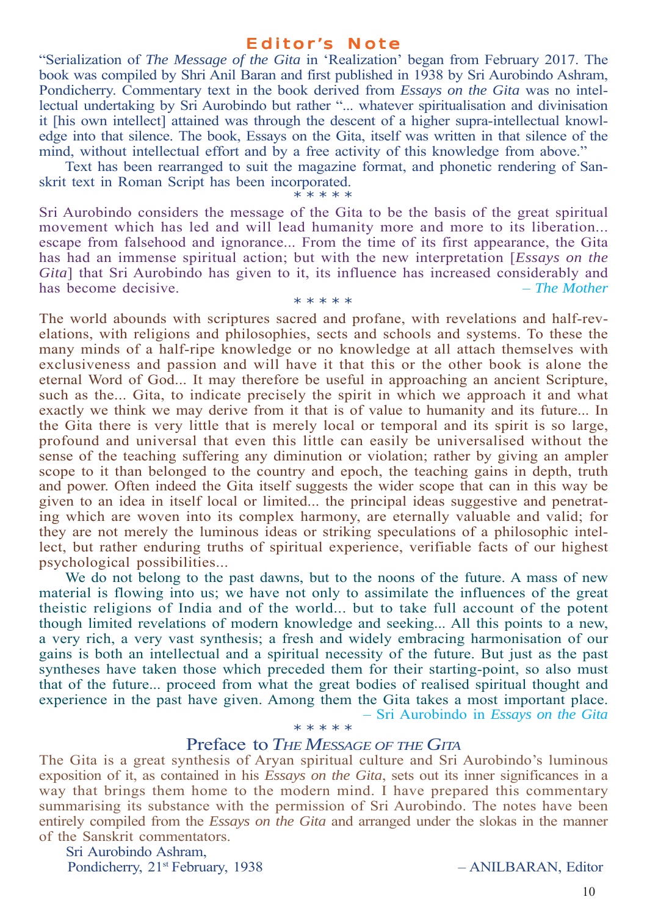## Editor's Note

"Serialization of *The Message of the Gita* in 'Realization' began from February 2017. The book was compiled by Shri Anil Baran and first published in 1938 by Sri Aurobindo Ashram, Pondicherry. Commentary text in the book derived from *Essays on the Gita* was no intellectual undertaking by Sri Aurobindo but rather "... whatever spiritualisation and divinisation it [his own intellect] attained was through the descent of a higher supra-intellectual knowledge into that silence. The book, Essays on the Gita, itself was written in that silence of the mind, without intellectual effort and by a free activity of this knowledge from above."

Text has been rearranged to suit the magazine format, and phonetic rendering of Sanskrit text in Roman Script has been incorporated.

\* \* \* \* \*

Sri Aurobindo considers the message of the Gita to be the basis of the great spiritual movement which has led and will lead humanity more and more to its liberation... escape from falsehood and ignorance... From the time of its first appearance, the Gita has had an immense spiritual action; but with the new interpretation [*Essays on the Gita*] that Sri Aurobindo has given to it, its influence has increased considerably and has become decisive. – *The Mother*

\* \* \* \* \*

The world abounds with scriptures sacred and profane, with revelations and half-revelations, with religions and philosophies, sects and schools and systems. To these the many minds of a half-ripe knowledge or no knowledge at all attach themselves with exclusiveness and passion and will have it that this or the other book is alone the eternal Word of God... It may therefore be useful in approaching an ancient Scripture, such as the... Gita, to indicate precisely the spirit in which we approach it and what exactly we think we may derive from it that is of value to humanity and its future... In the Gita there is very little that is merely local or temporal and its spirit is so large, profound and universal that even this little can easily be universalised without the sense of the teaching suffering any diminution or violation; rather by giving an ampler scope to it than belonged to the country and epoch, the teaching gains in depth, truth and power. Often indeed the Gita itself suggests the wider scope that can in this way be given to an idea in itself local or limited... the principal ideas suggestive and penetrating which are woven into its complex harmony, are eternally valuable and valid; for they are not merely the luminous ideas or striking speculations of a philosophic intellect, but rather enduring truths of spiritual experience, verifiable facts of our highest psychological possibilities...

We do not belong to the past dawns, but to the noons of the future. A mass of new material is flowing into us; we have not only to assimilate the influences of the great theistic religions of India and of the world... but to take full account of the potent though limited revelations of modern knowledge and seeking... All this points to a new, a very rich, a very vast synthesis; a fresh and widely embracing harmonisation of our gains is both an intellectual and a spiritual necessity of the future. But just as the past syntheses have taken those which preceded them for their starting-point, so also must that of the future... proceed from what the great bodies of realised spiritual thought and experience in the past have given. Among them the Gita takes a most important place. – Sri Aurobindo in *Essays on the Gita*

\* \* \* \* \*

### Preface to *The Message of the Gita*

The Gita is a great synthesis of Aryan spiritual culture and Sri Aurobindo's luminous exposition of it, as contained in his *Essays on the Gita*, sets out its inner significances in a way that brings them home to the modern mind. I have prepared this commentary summarising its substance with the permission of Sri Aurobindo. The notes have been entirely compiled from the *Essays on the Gita* and arranged under the slokas in the manner of the Sanskrit commentators.

Sri Aurobindo Ashram,
Pondicherry, 21st February, 1938 – ANILBARAN, Editor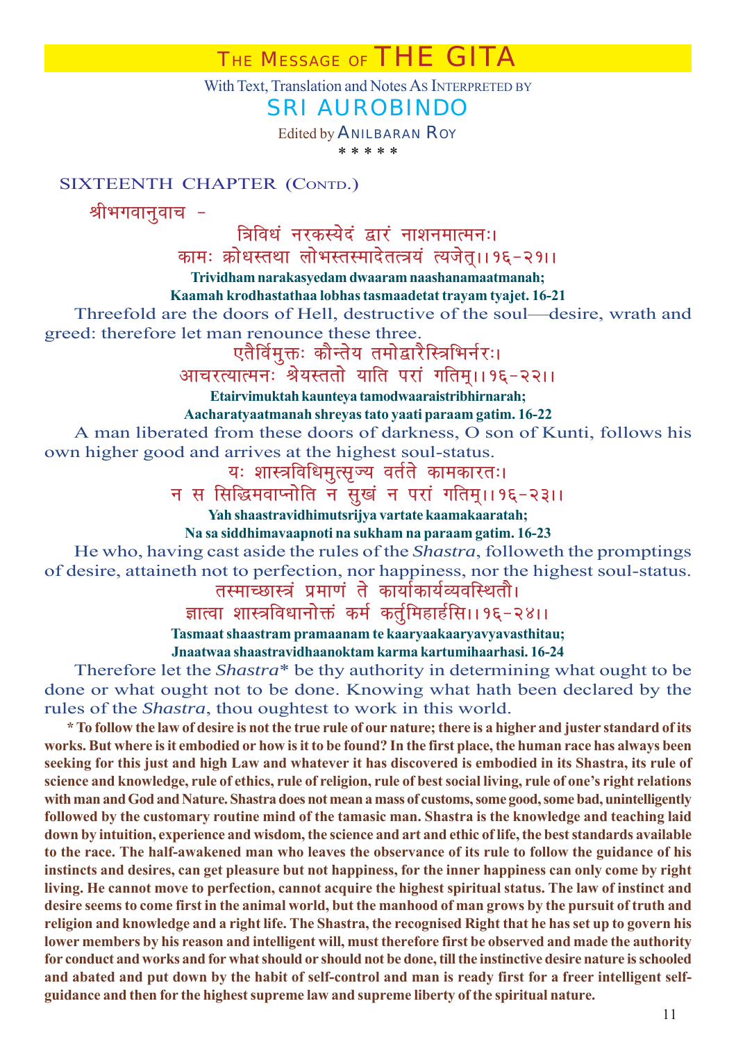# THE MESSAGE OF THE GITA

With Text, Translation and Notes As Interpreted by

## SRI AUROBINDO

Edited by Anilbaran Roy

\* \* \* \* \*

## SIXTEENTH CHAPTER (Contd.)

श्रीभगवानुवाच -

त्रिविधं नरकस्येदं द्वारं नाशनमात्मनः।
कामः क्रोधस्तथा लोभस्तस्मादेतत्त्रयं त्यजेत्।।१६-२१।।

**Trividham narakasyedam dwaaram naashanamaatmanah;**
**Kaamah krodhastathaa lobhas tasmaadetat trayam tyajet. 16-21**

Threefold are the doors of Hell, destructive of the soul—desire, wrath and greed: therefore let man renounce these three.

एतैर्विमुक्तः कौन्तेय तमोद्वारैस्त्रिभिर्नरः।
आचरत्यात्मनः श्रेयस्ततो याति परां गतिम्।।१६-२२।।

**Etairvimuktah kaunteya tamodwaaraistribhirnarah;**
**Aacharatyaatmanah shreyas tato yaati paraam gatim. 16-22**

A man liberated from these doors of darkness, O son of Kunti, follows his own higher good and arrives at the highest soul-status.

यः शास्त्रविधिमुत्सृज्य वर्तते कामकारतः।
न स सिद्धिमवाप्नोति न सुखं न परां गतिम्।।१६-२३।।

**Yah shaastravidhimutsrijya vartate kaamakaaratah;**
**Na sa siddhimavaapnoti na sukham na paraam gatim. 16-23**

He who, having cast aside the rules of the *Shastra*, followeth the promptings of desire, attaineth not to perfection, nor happiness, nor the highest soul-status.

तस्माच्छास्त्रं प्रमाणं ते कार्याकार्यव्यवस्थितौ।
ज्ञात्वा शास्त्रविधानोक्तं कर्म कर्तुमिहार्हसि।।१६-२४।।

**Tasmaat shaastram pramaanam te kaaryaakaaryavyavasthitau;**
**Jnaatwaa shaastravidhaanoktam karma kartumihaarhasi. 16-24**

Therefore let the *Shastra*\* be thy authority in determining what ought to be done or what ought not to be done. Knowing what hath been declared by the rules of the *Shastra*, thou oughtest to work in this world.

**\* To follow the law of desire is not the true rule of our nature; there is a higher and juster standard of its works. But where is it embodied or how is it to be found? In the first place, the human race has always been seeking for this just and high Law and whatever it has discovered is embodied in its Shastra, its rule of science and knowledge, rule of ethics, rule of religion, rule of best social living, rule of one's right relations with man and God and Nature. Shastra does not mean a mass of customs, some good, some bad, unintelligently followed by the customary routine mind of the tamasic man. Shastra is the knowledge and teaching laid down by intuition, experience and wisdom, the science and art and ethic of life, the best standards available to the race. The half-awakened man who leaves the observance of its rule to follow the guidance of his instincts and desires, can get pleasure but not happiness, for the inner happiness can only come by right living. He cannot move to perfection, cannot acquire the highest spiritual status. The law of instinct and desire seems to come first in the animal world, but the manhood of man grows by the pursuit of truth and religion and knowledge and a right life. The Shastra, the recognised Right that he has set up to govern his lower members by his reason and intelligent will, must therefore first be observed and made the authority for conduct and works and for what should or should not be done, till the instinctive desire nature is schooled and abated and put down by the habit of self-control and man is ready first for a freer intelligent self-guidance and then for the highest supreme law and supreme liberty of the spiritual nature.**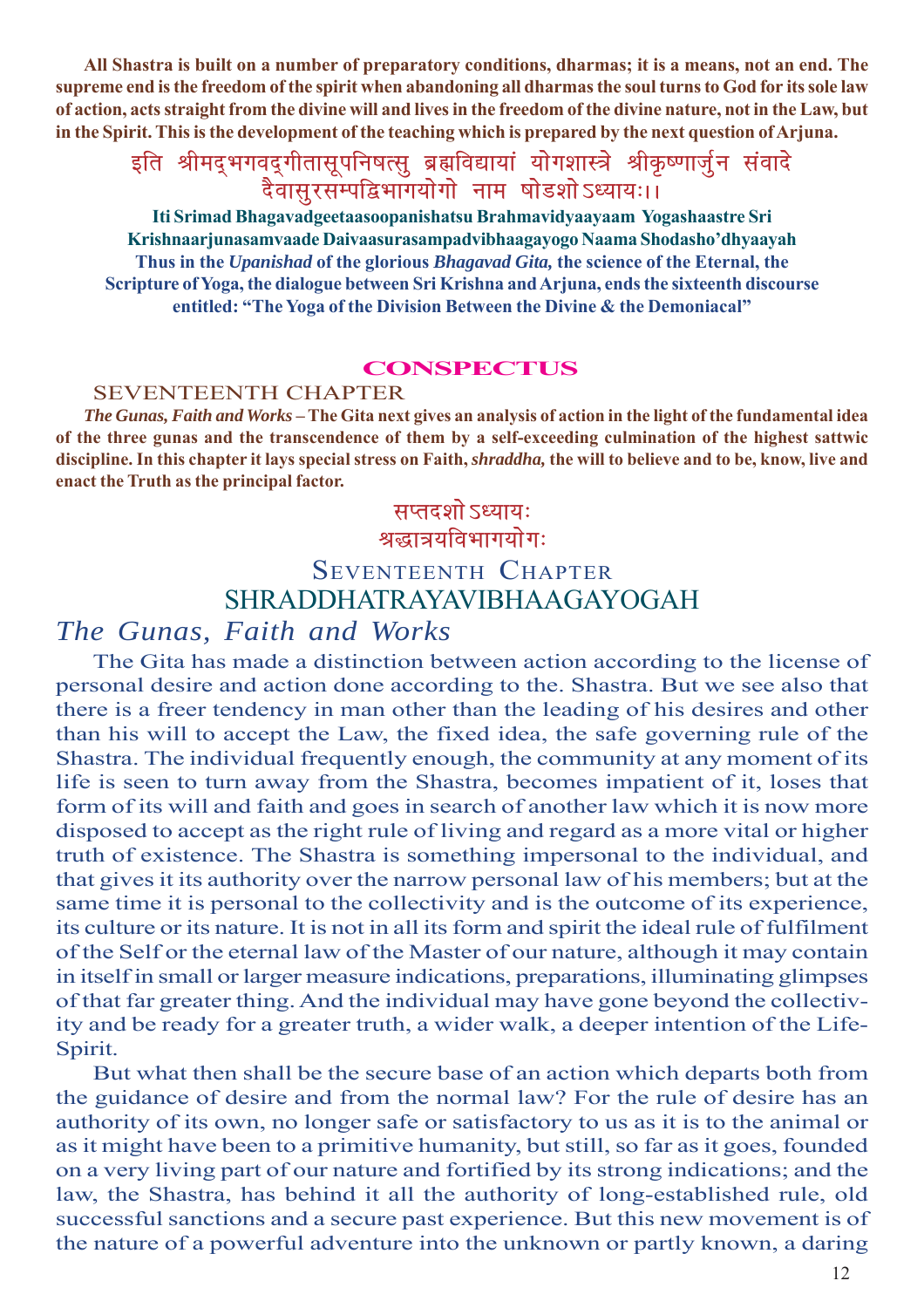**All Shastra is built on a number of preparatory conditions, dharmas; it is a means, not an end. The supreme end is the freedom of the spirit when abandoning all dharmas the soul turns to God for its sole law of action, acts straight from the divine will and lives in the freedom of the divine nature, not in the Law, but in the Spirit. This is the development of the teaching which is prepared by the next question of Arjuna.**

इति श्रीमद्भगवद्गीतासूपनिषत्सु ब्रह्मविद्यायां योगशास्त्रे श्रीकृष्णार्जुन संवादे दैवासुरसम्पद्विभागयोगो नाम षोडशोऽध्यायः।।

**Iti Srimad Bhagavadgeetaasoopanishatsu Brahmavidyaayaam Yogashaastre Sri Krishnaarjunasamvaade Daivaasurasampadvibhaagayogo Naama Shodasho'dhyaayah**

**Thus in the *Upanishad* of the glorious *Bhagavad Gita,* the science of the Eternal, the Scripture of Yoga, the dialogue between Sri Krishna and Arjuna, ends the sixteenth discourse entitled: "The Yoga of the Division Between the Divine & the Demoniacal"**

## CONSPECTUS

SEVENTEENTH CHAPTER

***The Gunas, Faith and Works* – The Gita next gives an analysis of action in the light of the fundamental idea of the three gunas and the transcendence of them by a self-exceeding culmination of the highest sattwic discipline. In this chapter it lays special stress on Faith, *shraddha,* the will to believe and to be, know, live and enact the Truth as the principal factor.**

सप्तदशोऽध्यायः

श्रद्धात्रयविभागयोगः

# SEVENTEENTH CHAPTER

# SHRADDHATRAYAVIBHAAGAYOGAH

## *The Gunas, Faith and Works*

The Gita has made a distinction between action according to the license of personal desire and action done according to the. Shastra. But we see also that there is a freer tendency in man other than the leading of his desires and other than his will to accept the Law, the fixed idea, the safe governing rule of the Shastra. The individual frequently enough, the community at any moment of its life is seen to turn away from the Shastra, becomes impatient of it, loses that form of its will and faith and goes in search of another law which it is now more disposed to accept as the right rule of living and regard as a more vital or higher truth of existence. The Shastra is something impersonal to the individual, and that gives it its authority over the narrow personal law of his members; but at the same time it is personal to the collectivity and is the outcome of its experience, its culture or its nature. It is not in all its form and spirit the ideal rule of fulfilment of the Self or the eternal law of the Master of our nature, although it may contain in itself in small or larger measure indications, preparations, illuminating glimpses of that far greater thing. And the individual may have gone beyond the collectivity and be ready for a greater truth, a wider walk, a deeper intention of the Life-Spirit.

But what then shall be the secure base of an action which departs both from the guidance of desire and from the normal law? For the rule of desire has an authority of its own, no longer safe or satisfactory to us as it is to the animal or as it might have been to a primitive humanity, but still, so far as it goes, founded on a very living part of our nature and fortified by its strong indications; and the law, the Shastra, has behind it all the authority of long-established rule, old successful sanctions and a secure past experience. But this new movement is of the nature of a powerful adventure into the unknown or partly known, a daring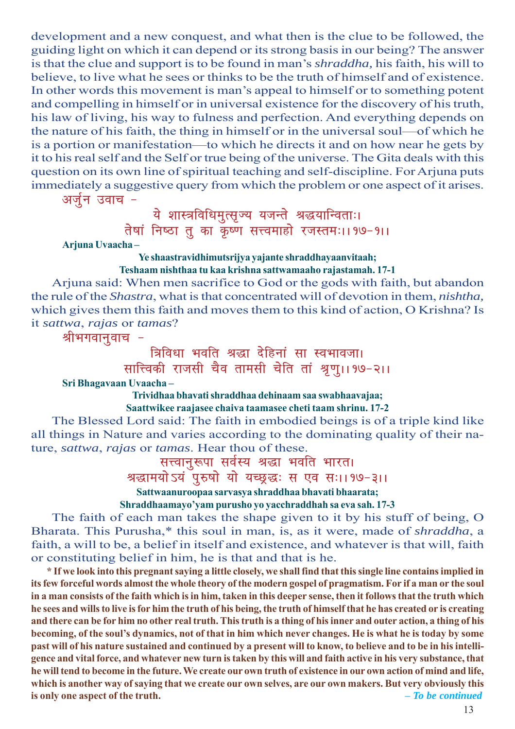development and a new conquest, and what then is the clue to be followed, the guiding light on which it can depend or its strong basis in our being? The answer is that the clue and support is to be found in man's *shraddha,* his faith, his will to believe, to live what he sees or thinks to be the truth of himself and of existence. In other words this movement is man's appeal to himself or to something potent and compelling in himself or in universal existence for the discovery of his truth, his law of living, his way to fulness and perfection. And everything depends on the nature of his faith, the thing in himself or in the universal soul—of which he is a portion or manifestation—to which he directs it and on how near he gets by it to his real self and the Self or true being of the universe. The Gita deals with this question on its own line of spiritual teaching and self-discipline. For Arjuna puts immediately a suggestive query from which the problem or one aspect of it arises.

अर्जुन उवाच –

ये शास्त्रविधिमुत्सृज्य यजन्ते श्रद्धयान्विताः।
तेषां निष्ठा तु का कृष्ण सत्त्वमाहो रजस्तमः।।१७-१।।

**Arjuna Uvaacha –**

**Ye shaastravidhimutsrijya yajante shraddhayaanvitaah;**
**Teshaam nishthaa tu kaa krishna sattwamaaho rajastamah. 17-1**

Arjuna said: When men sacrifice to God or the gods with faith, but abandon the rule of the *Shastra*, what is that concentrated will of devotion in them, *nishtha,* which gives them this faith and moves them to this kind of action, O Krishna? Is it *sattwa*, *rajas* or *tamas*?

श्रीभगवानुवाच –

त्रिविधा भवति श्रद्धा देहिनां सा स्वभावजा।
सात्त्विकी राजसी चैव तामसी चेति तां श्रृणु।।१७-२।।

**Sri Bhagavaan Uvaacha –**

**Trividhaa bhavati shraddhaa dehinaam saa swabhaavajaa;**
**Saattwikee raajasee chaiva taamasee cheti taam shrinu. 17-2**

The Blessed Lord said: The faith in embodied beings is of a triple kind like all things in Nature and varies according to the dominating quality of their nature, *sattwa*, *rajas* or *tamas*. Hear thou of these.

सत्त्वानुरूपा सर्वस्य श्रद्धा भवति भारत।
श्रद्धामयोऽयं पुरुषो यो यच्छ्रद्धः स एव सः।।१७-३।।

**Sattwaanuroopaa sarvasya shraddhaa bhavati bhaarata;**
**Shraddhaamayo'yam purusho yo yacchraddhah sa eva sah. 17-3**

The faith of each man takes the shape given to it by his stuff of being, O Bharata. This Purusha,* this soul in man, is, as it were, made of *shraddha*, a faith, a will to be, a belief in itself and existence, and whatever is that will, faith or constituting belief in him, he is that and that is he.

**\* If we look into this pregnant saying a little closely, we shall find that this single line contains implied in its few forceful words almost the whole theory of the modern gospel of pragmatism. For if a man or the soul in a man consists of the faith which is in him, taken in this deeper sense, then it follows that the truth which he sees and wills to live is for him the truth of his being, the truth of himself that he has created or is creating and there can be for him no other real truth. This truth is a thing of his inner and outer action, a thing of his becoming, of the soul's dynamics, not of that in him which never changes. He is what he is today by some past will of his nature sustained and continued by a present will to know, to believe and to be in his intelligence and vital force, and whatever new turn is taken by this will and faith active in his very substance, that he will tend to become in the future. We create our own truth of existence in our own action of mind and life, which is another way of saying that we create our own selves, are our own makers. But very obviously this is only one aspect of the truth.**

***– To be continued***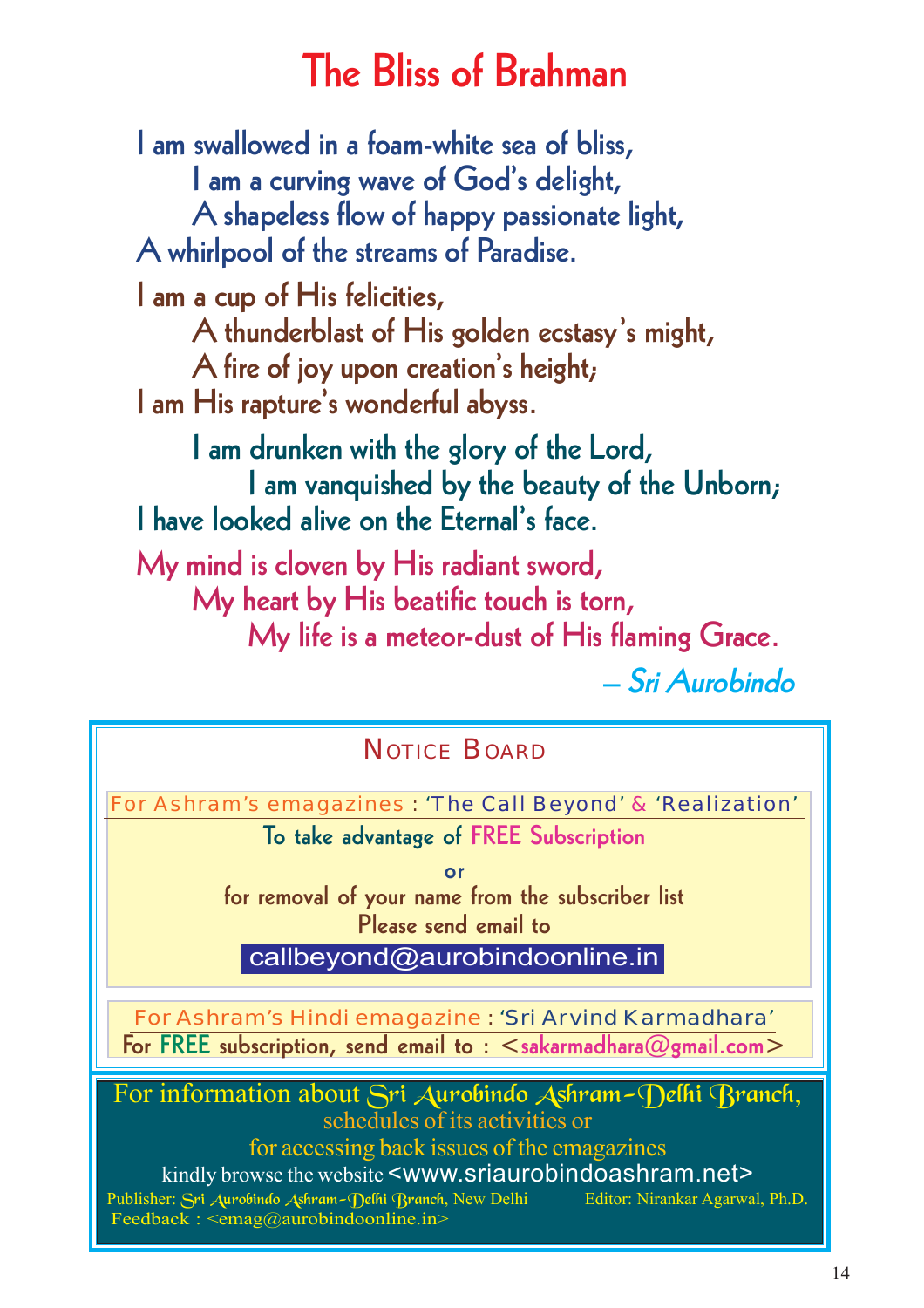# The Bliss of Brahman

I am swallowed in a foam-white sea of bliss,
I am a curving wave of God's delight,
A shapeless flow of happy passionate light,
A whirlpool of the streams of Paradise.

I am a cup of His felicities,
A thunderblast of His golden ecstasy's might,
A fire of joy upon creation's height;
I am His rapture's wonderful abyss.

I am drunken with the glory of the Lord,
I am vanquished by the beauty of the Unborn;
I have looked alive on the Eternal's face.

My mind is cloven by His radiant sword,
My heart by His beatific touch is torn,
My life is a meteor-dust of His flaming Grace.

*— Sri Aurobindo*

## NOTICE BOARD

For Ashram's emagazines : 'The Call Beyond' & 'Realization'

To take advantage of FREE Subscription

or

for removal of your name from the subscriber list

Please send email to

callbeyond@aurobindoonline.in

For Ashram's Hindi emagazine : 'Sri Arvind Karmadhara'

For FREE subscription, send email to : <sakarmadhara@gmail.com>

For information about Sri Aurobindo Ashram-Delhi Branch, schedules of its activities or for accessing back issues of the emagazines kindly browse the website <www.sriaurobindoashram.net>

Publisher: Sri Aurobindo Ashram-Delhi Branch, New Delhi　　Editor: Nirankar Agarwal, Ph.D.

Feedback : <emag@aurobindoonline.in>